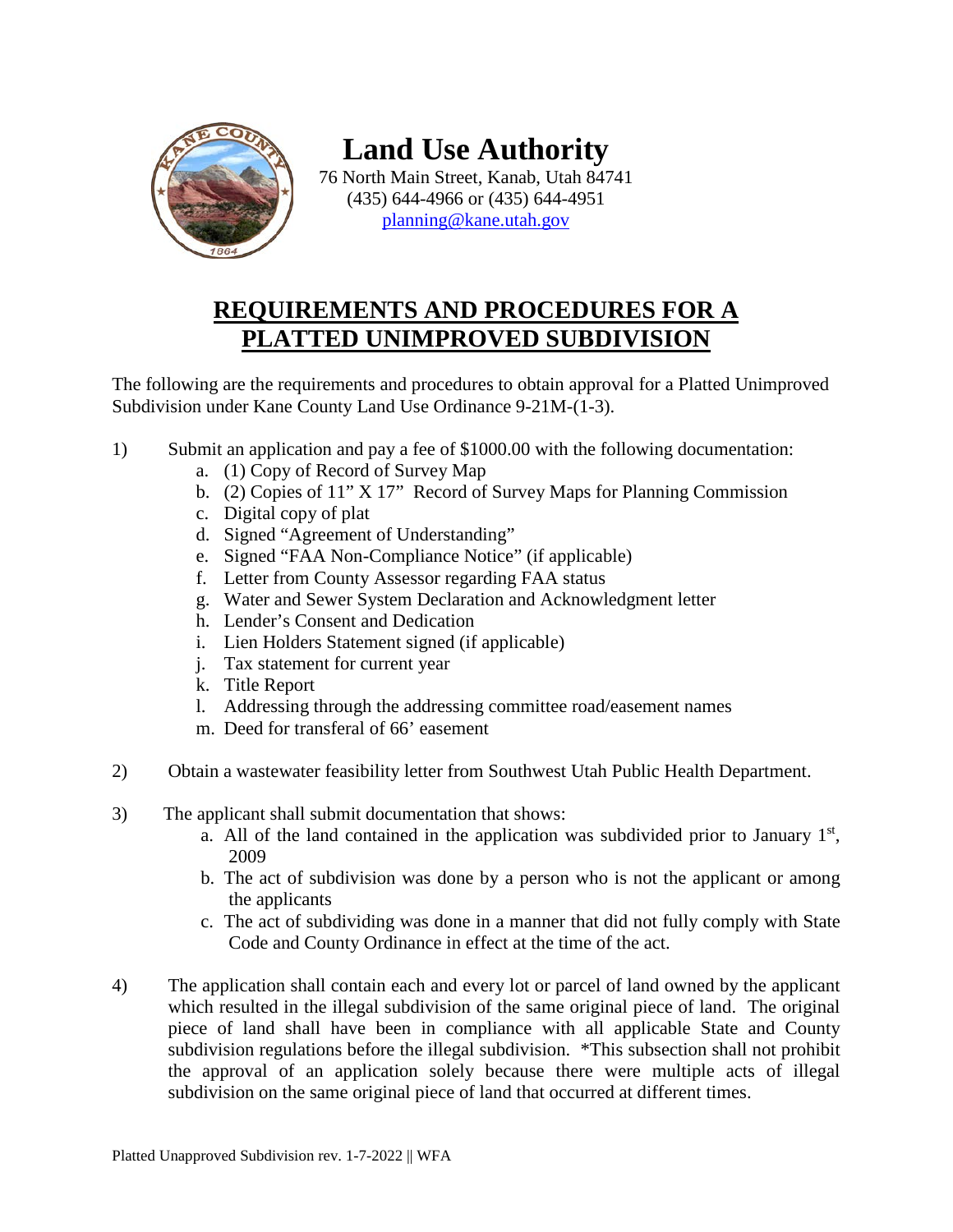# Land Use Authority

76 North Main Street, Kanab, Utah 84741
(435) 644-4966 or (435) 644-4951
planning@kane.utah.gov

## REQUIREMENTS AND PROCEDURES FOR A PLATTED UNIMPROVED SUBDIVISION

The following are the requirements and procedures to obtain approval for a Platted Unimproved Subdivision under Kane County Land Use Ordinance 9-21M-(1-3).

1) Submit an application and pay a fee of $1000.00 with the following documentation:
   a. (1) Copy of Record of Survey Map
   b. (2) Copies of 11" X 17" Record of Survey Maps for Planning Commission
   c. Digital copy of plat
   d. Signed "Agreement of Understanding"
   e. Signed "FAA Non-Compliance Notice" (if applicable)
   f. Letter from County Assessor regarding FAA status
   g. Water and Sewer System Declaration and Acknowledgment letter
   h. Lender's Consent and Dedication
   i. Lien Holders Statement signed (if applicable)
   j. Tax statement for current year
   k. Title Report
   l. Addressing through the addressing committee road/easement names
   m. Deed for transferal of 66' easement

2) Obtain a wastewater feasibility letter from Southwest Utah Public Health Department.

3) The applicant shall submit documentation that shows:
   a. All of the land contained in the application was subdivided prior to January 1st, 2009
   b. The act of subdivision was done by a person who is not the applicant or among the applicants
   c. The act of subdividing was done in a manner that did not fully comply with State Code and County Ordinance in effect at the time of the act.

4) The application shall contain each and every lot or parcel of land owned by the applicant which resulted in the illegal subdivision of the same original piece of land. The original piece of land shall have been in compliance with all applicable State and County subdivision regulations before the illegal subdivision. *This subsection shall not prohibit the approval of an application solely because there were multiple acts of illegal subdivision on the same original piece of land that occurred at different times.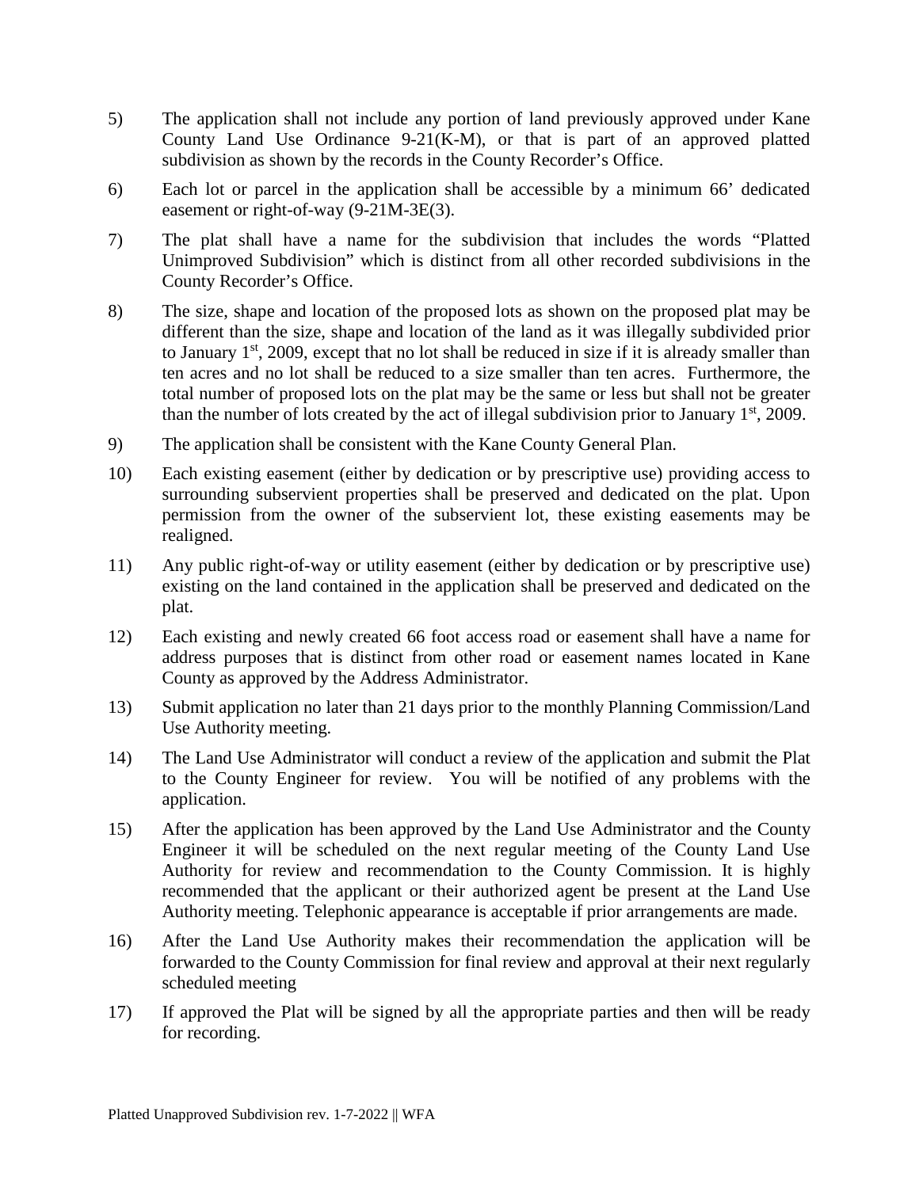5) The application shall not include any portion of land previously approved under Kane County Land Use Ordinance 9-21(K-M), or that is part of an approved platted subdivision as shown by the records in the County Recorder's Office.

6) Each lot or parcel in the application shall be accessible by a minimum 66' dedicated easement or right-of-way (9-21M-3E(3).

7) The plat shall have a name for the subdivision that includes the words "Platted Unimproved Subdivision" which is distinct from all other recorded subdivisions in the County Recorder's Office.

8) The size, shape and location of the proposed lots as shown on the proposed plat may be different than the size, shape and location of the land as it was illegally subdivided prior to January 1st, 2009, except that no lot shall be reduced in size if it is already smaller than ten acres and no lot shall be reduced to a size smaller than ten acres. Furthermore, the total number of proposed lots on the plat may be the same or less but shall not be greater than the number of lots created by the act of illegal subdivision prior to January 1st, 2009.

9) The application shall be consistent with the Kane County General Plan.

10) Each existing easement (either by dedication or by prescriptive use) providing access to surrounding subservient properties shall be preserved and dedicated on the plat. Upon permission from the owner of the subservient lot, these existing easements may be realigned.

11) Any public right-of-way or utility easement (either by dedication or by prescriptive use) existing on the land contained in the application shall be preserved and dedicated on the plat.

12) Each existing and newly created 66 foot access road or easement shall have a name for address purposes that is distinct from other road or easement names located in Kane County as approved by the Address Administrator.

13) Submit application no later than 21 days prior to the monthly Planning Commission/Land Use Authority meeting.

14) The Land Use Administrator will conduct a review of the application and submit the Plat to the County Engineer for review. You will be notified of any problems with the application.

15) After the application has been approved by the Land Use Administrator and the County Engineer it will be scheduled on the next regular meeting of the County Land Use Authority for review and recommendation to the County Commission. It is highly recommended that the applicant or their authorized agent be present at the Land Use Authority meeting. Telephonic appearance is acceptable if prior arrangements are made.

16) After the Land Use Authority makes their recommendation the application will be forwarded to the County Commission for final review and approval at their next regularly scheduled meeting

17) If approved the Plat will be signed by all the appropriate parties and then will be ready for recording.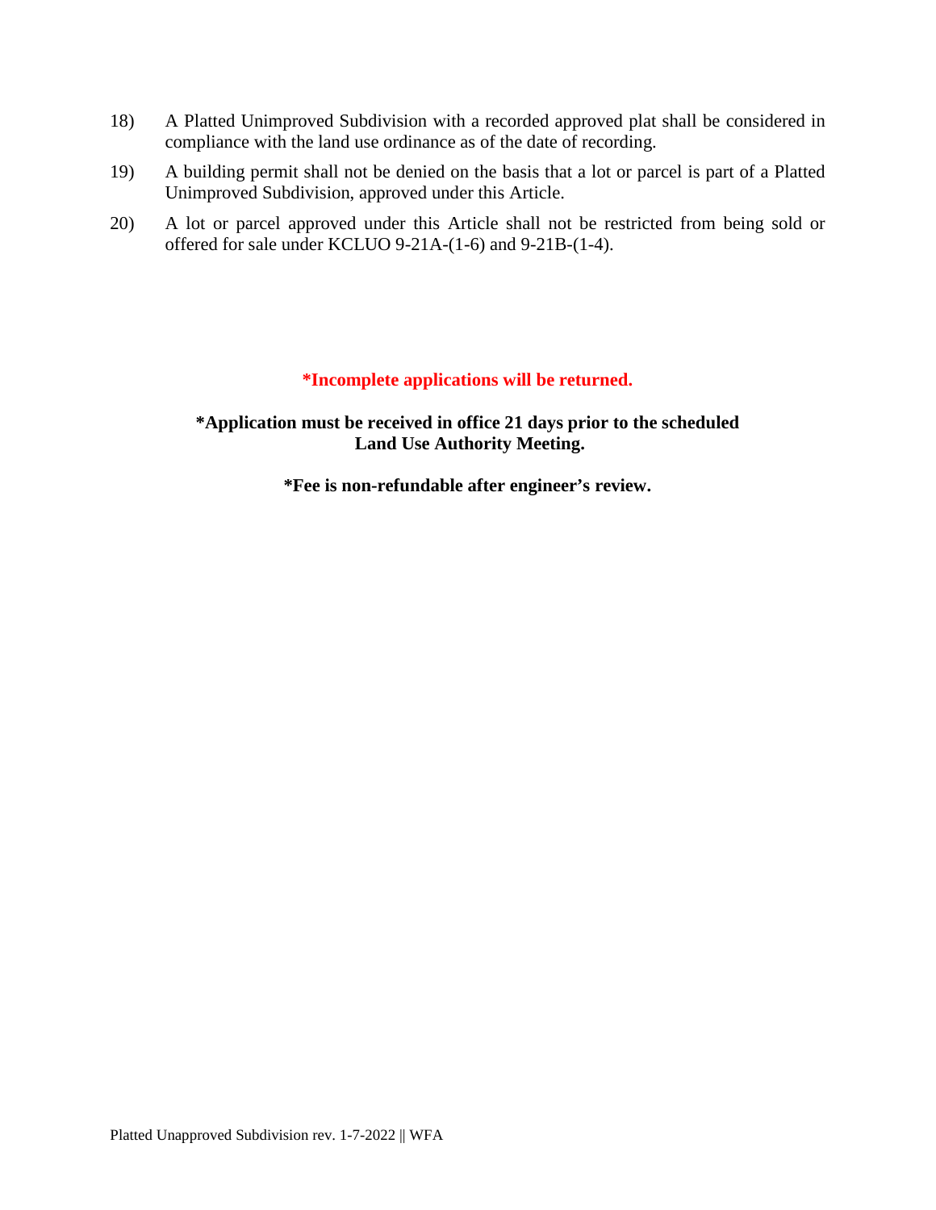18) A Platted Unimproved Subdivision with a recorded approved plat shall be considered in compliance with the land use ordinance as of the date of recording.

19) A building permit shall not be denied on the basis that a lot or parcel is part of a Platted Unimproved Subdivision, approved under this Article.

20) A lot or parcel approved under this Article shall not be restricted from being sold or offered for sale under KCLUO 9-21A-(1-6) and 9-21B-(1-4).

**\*Incomplete applications will be returned.**

**\*Application must be received in office 21 days prior to the scheduled Land Use Authority Meeting.**

**\*Fee is non-refundable after engineer's review.**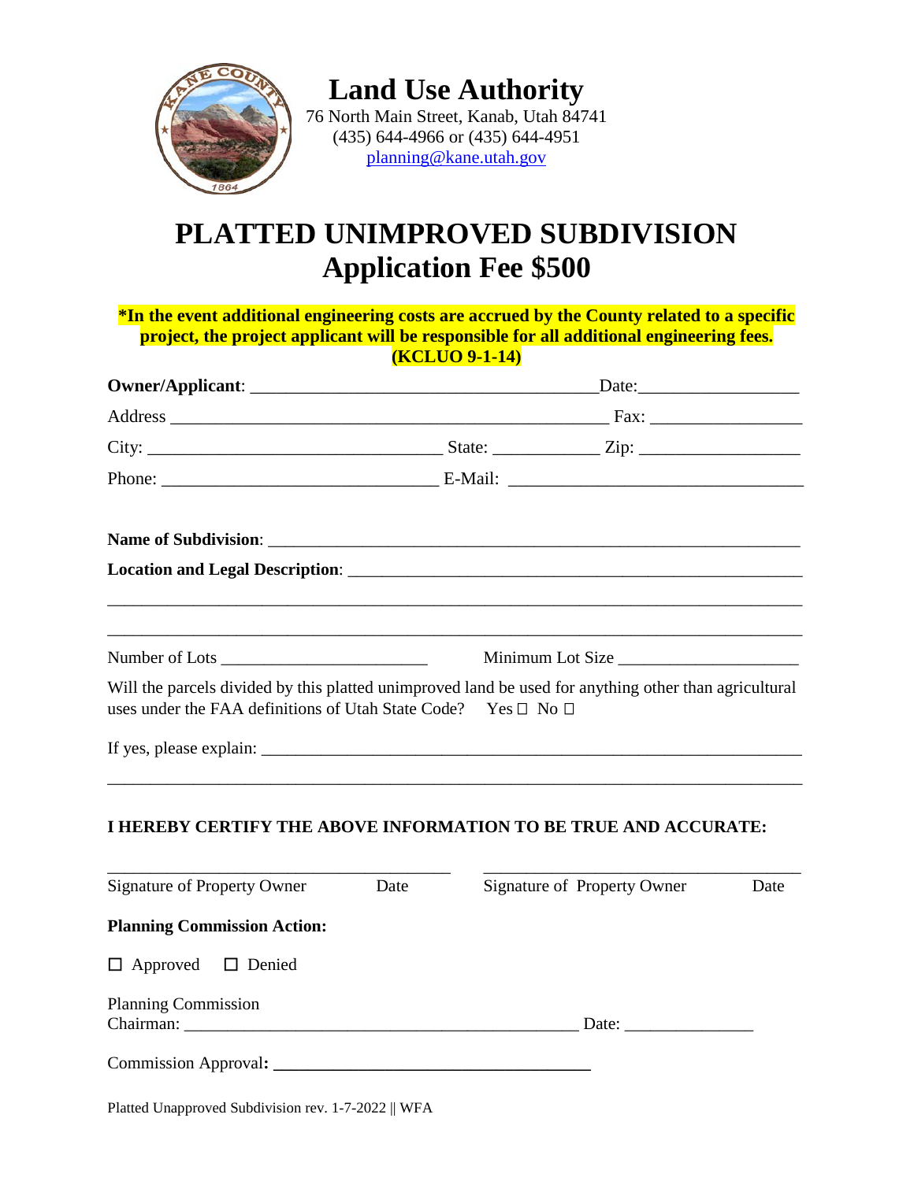# Land Use Authority

76 North Main Street, Kanab, Utah 84741
(435) 644-4966 or (435) 644-4951
planning@kane.utah.gov

# PLATTED UNIMPROVED SUBDIVISION
# Application Fee $500

**\*In the event additional engineering costs are accrued by the County related to a specific project, the project applicant will be responsible for all additional engineering fees. (KCLUO 9-1-14)**

**Owner/Applicant**: ________________________________________ Date: __________________

Address _____________________________________________________ Fax: _________________

City: __________________________________ State: ____________ Zip: __________________

Phone: _______________________________ E-Mail: __________________________________

**Name of Subdivision**: ______________________________________________________________

**Location and Legal Description**: _____________________________________________________

______________________________________________________________________________

______________________________________________________________________________

Number of Lots ________________________ Minimum Lot Size ____________________

Will the parcels divided by this platted unimproved land be used for anything other than agricultural uses under the FAA definitions of Utah State Code? Yes ☐ No ☐

If yes, please explain: _______________________________________________________________

______________________________________________________________________________

**I HEREBY CERTIFY THE ABOVE INFORMATION TO BE TRUE AND ACCURATE:**

_______________________________________ _______________________________________

Signature of Property Owner Date Signature of Property Owner Date

**Planning Commission Action:**

☐ Approved ☐ Denied

Planning Commission Chairman: _____________________________________________ Date: ______________

Commission Approval**:** ___________________________________

Platted Unapproved Subdivision rev. 1-7-2022 || WFA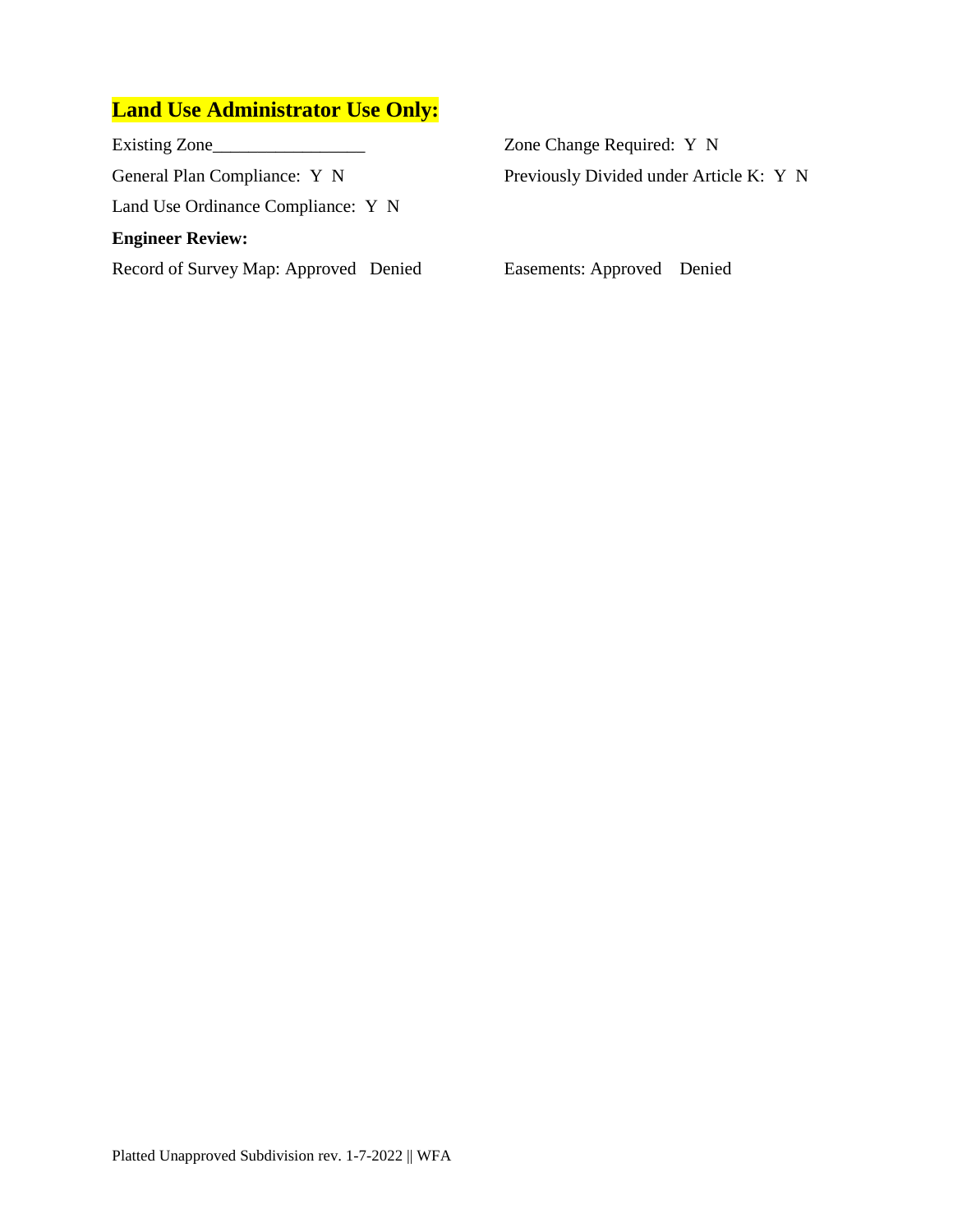## Land Use Administrator Use Only:

Existing Zone_________________

Zone Change Required: Y N

General Plan Compliance: Y N

Previously Divided under Article K: Y N

Land Use Ordinance Compliance: Y N

**Engineer Review:**

Record of Survey Map: Approved Denied

Easements: Approved Denied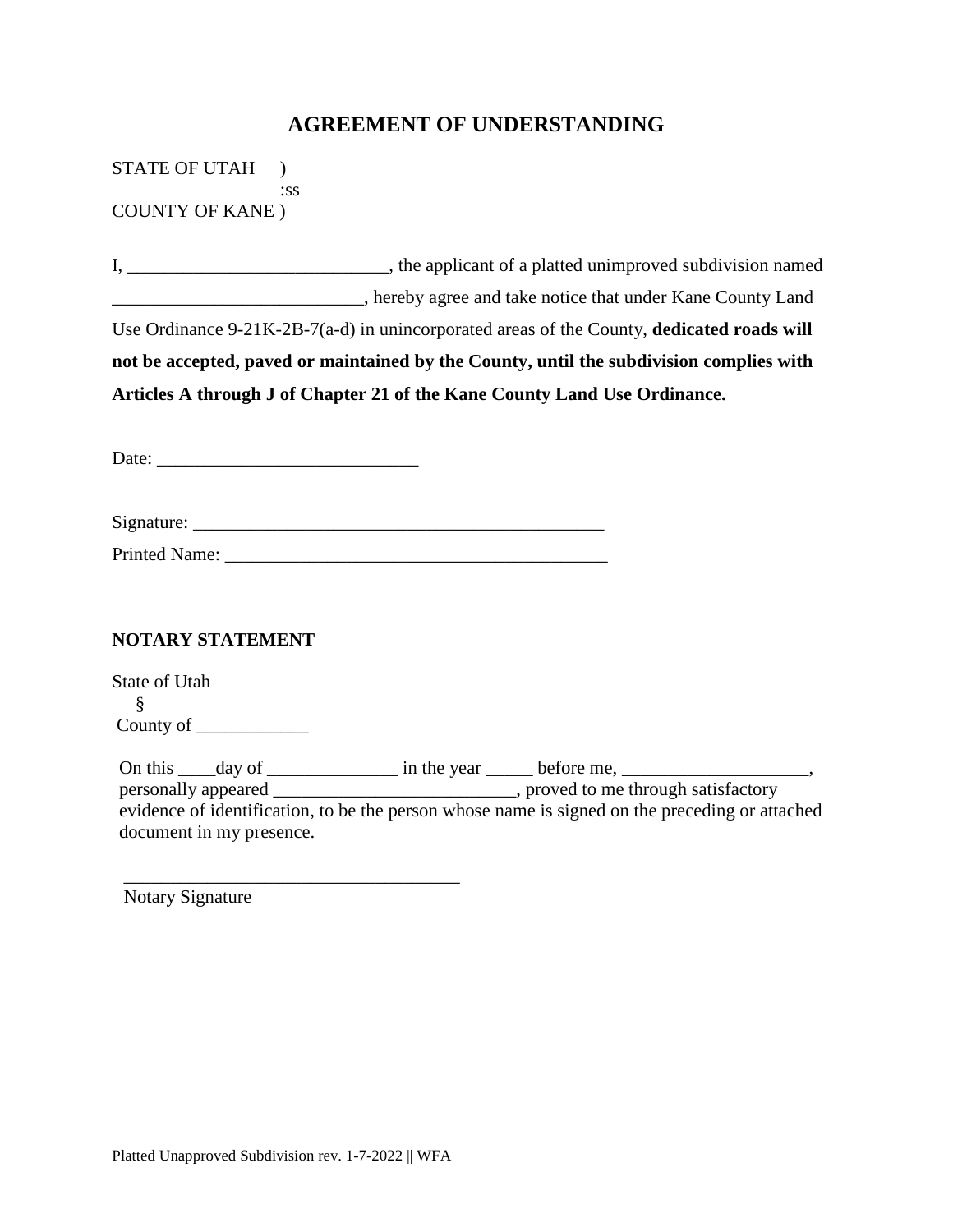# AGREEMENT OF UNDERSTANDING

STATE OF UTAH )
:ss
COUNTY OF KANE )

I, ___________________________, the applicant of a platted unimproved subdivision named __________________________, hereby agree and take notice that under Kane County Land Use Ordinance 9-21K-2B-7(a-d) in unincorporated areas of the County, **dedicated roads will not be accepted, paved or maintained by the County, until the subdivision complies with Articles A through J of Chapter 21 of the Kane County Land Use Ordinance.**

Date: ___________________________

Signature: ____________________________________________

Printed Name: ________________________________________

**NOTARY STATEMENT**

State of Utah
§
County of ____________

On this ____day of ______________ in the year _____ before me, ____________________, personally appeared __________________________, proved to me through satisfactory evidence of identification, to be the person whose name is signed on the preceding or attached document in my presence.

___________________________________
Notary Signature

Platted Unapproved Subdivision rev. 1-7-2022 || WFA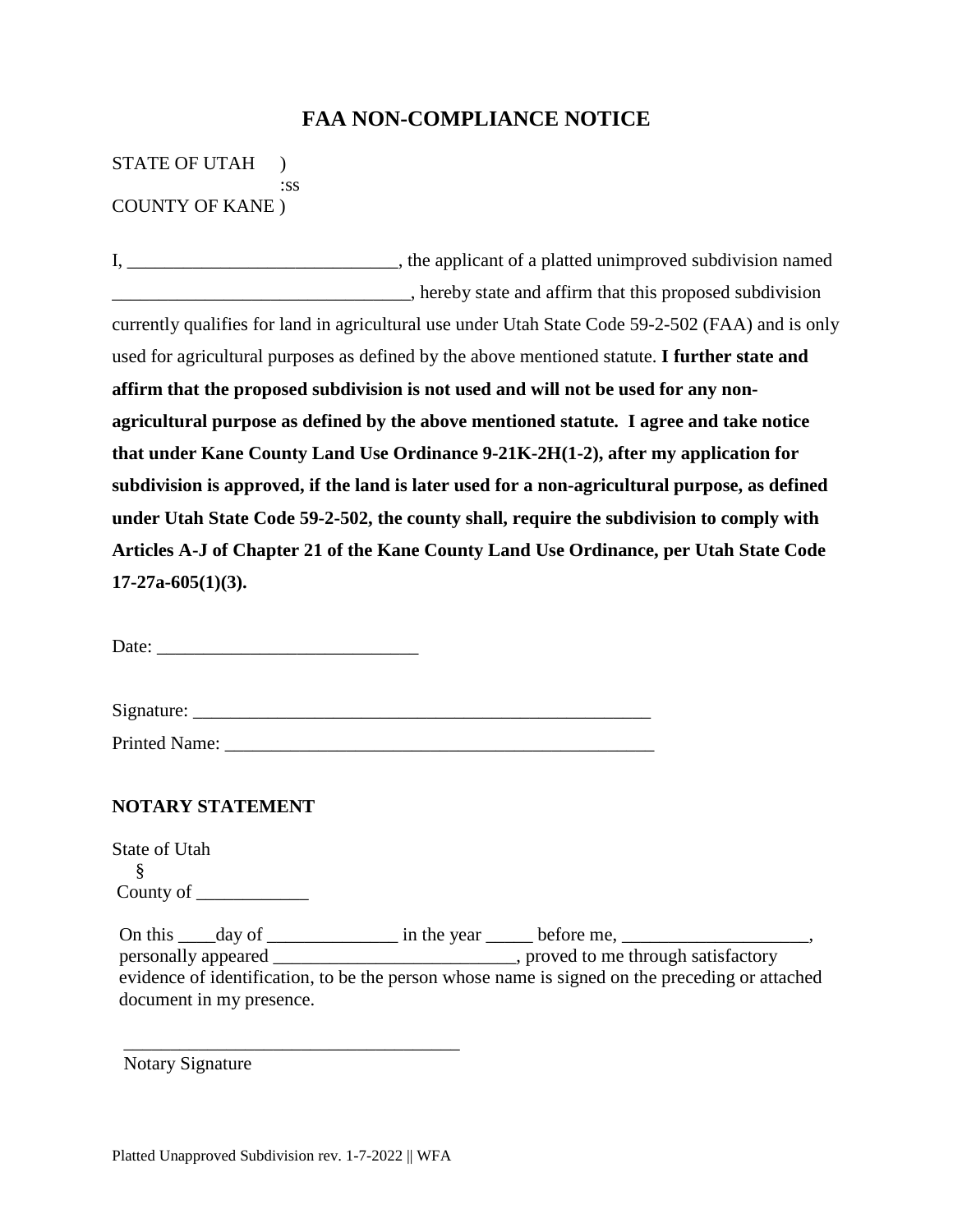# FAA NON-COMPLIANCE NOTICE

STATE OF UTAH )
:ss
COUNTY OF KANE )

I, _____________________________, the applicant of a platted unimproved subdivision named _________________________________, hereby state and affirm that this proposed subdivision currently qualifies for land in agricultural use under Utah State Code 59-2-502 (FAA) and is only used for agricultural purposes as defined by the above mentioned statute. **I further state and affirm that the proposed subdivision is not used and will not be used for any non-agricultural purpose as defined by the above mentioned statute. I agree and take notice that under Kane County Land Use Ordinance 9-21K-2H(1-2), after my application for subdivision is approved, if the land is later used for a non-agricultural purpose, as defined under Utah State Code 59-2-502, the county shall, require the subdivision to comply with Articles A-J of Chapter 21 of the Kane County Land Use Ordinance, per Utah State Code 17-27a-605(1)(3).**

Date: ____________________________

Signature: ___________________________________________________

Printed Name: ________________________________________________

**NOTARY STATEMENT**

State of Utah
§
County of ____________

On this ____day of ______________ in the year _____ before me, ____________________, personally appeared __________________________, proved to me through satisfactory evidence of identification, to be the person whose name is signed on the preceding or attached document in my presence.

_____________________________________
Notary Signature

Platted Unapproved Subdivision rev. 1-7-2022 || WFA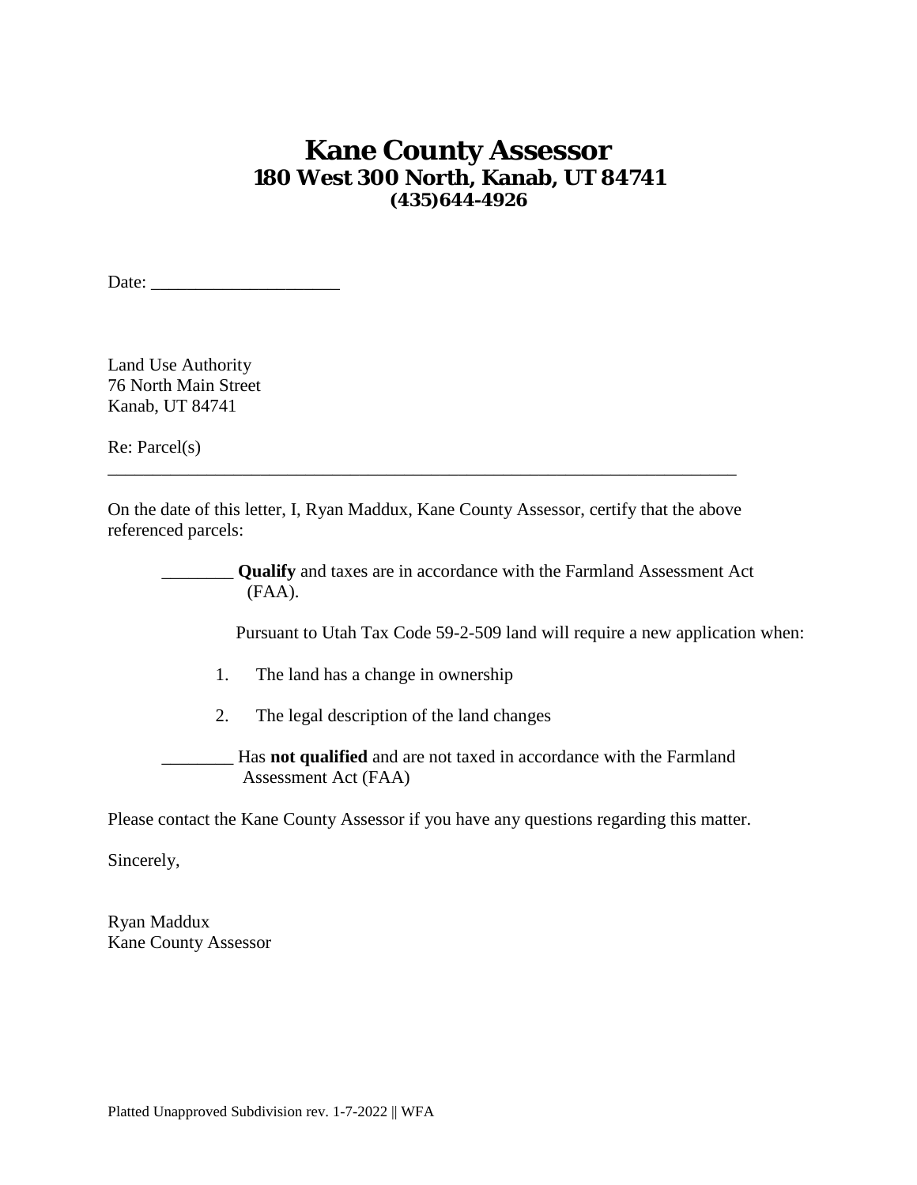# Kane County Assessor

## 180 West 300 North, Kanab, UT 84741

### (435)644-4926

Date: _____________________

Land Use Authority
76 North Main Street
Kanab, UT 84741

Re: Parcel(s)
__________________________________________________________________________

On the date of this letter, I, Ryan Maddux, Kane County Assessor, certify that the above referenced parcels:

________ **Qualify** and taxes are in accordance with the Farmland Assessment Act (FAA).

Pursuant to Utah Tax Code 59-2-509 land will require a new application when:

1. The land has a change in ownership
2. The legal description of the land changes

________ Has **not qualified** and are not taxed in accordance with the Farmland Assessment Act (FAA)

Please contact the Kane County Assessor if you have any questions regarding this matter.

Sincerely,

Ryan Maddux
Kane County Assessor

Platted Unapproved Subdivision rev. 1-7-2022 || WFA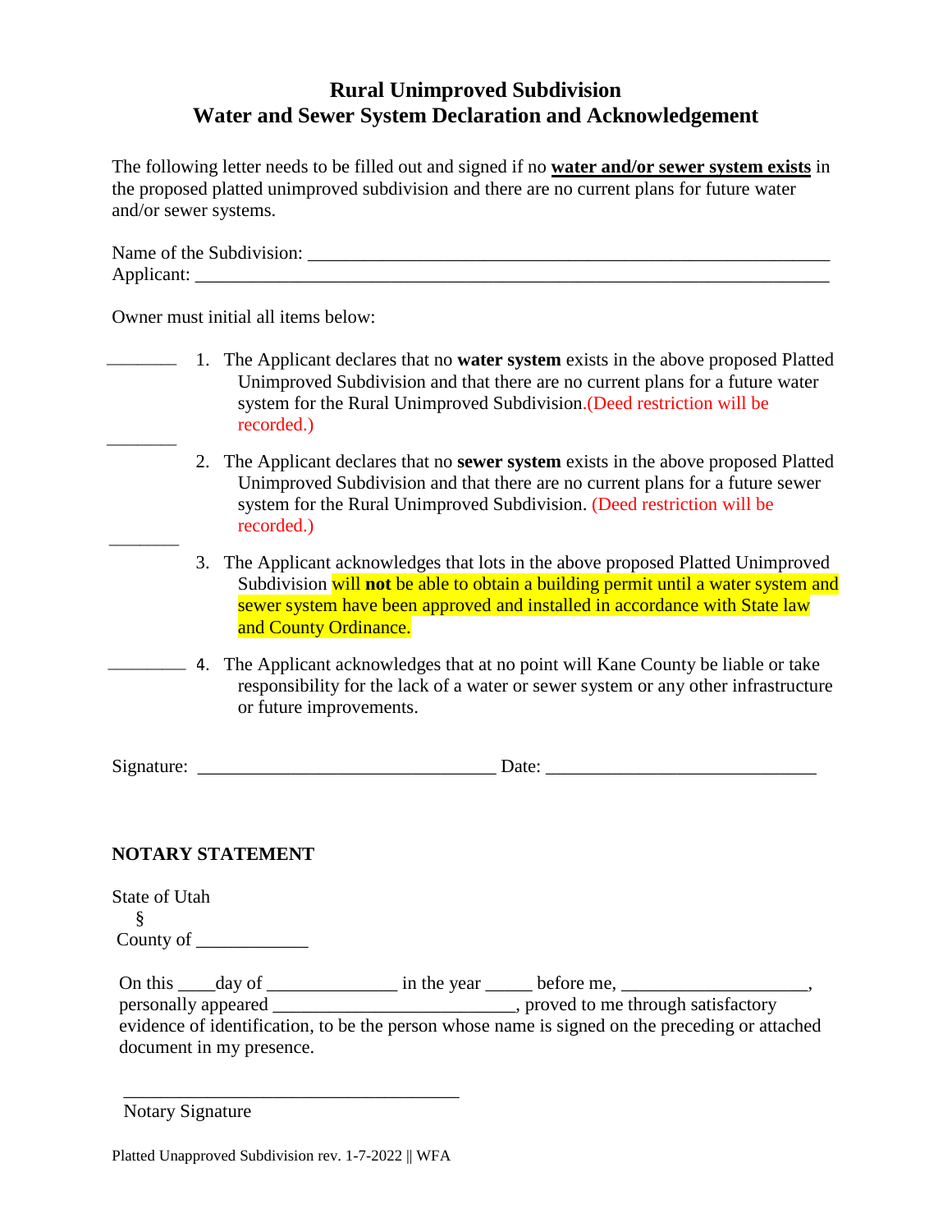# Rural Unimproved Subdivision
# Water and Sewer System Declaration and Acknowledgement

The following letter needs to be filled out and signed if no **water and/or sewer system exists** in the proposed platted unimproved subdivision and there are no current plans for future water and/or sewer systems.

Name of the Subdivision: ___________________________________________________________

Applicant: _______________________________________________________________________

Owner must initial all items below:

________ 1. The Applicant declares that no **water system** exists in the above proposed Platted Unimproved Subdivision and that there are no current plans for a future water system for the Rural Unimproved Subdivision.(Deed restriction will be recorded.)

________ 2. The Applicant declares that no **sewer system** exists in the above proposed Platted Unimproved Subdivision and that there are no current plans for a future sewer system for the Rural Unimproved Subdivision. (Deed restriction will be recorded.)

________ 3. The Applicant acknowledges that lots in the above proposed Platted Unimproved Subdivision will **not** be able to obtain a building permit until a water system and sewer system have been approved and installed in accordance with State law and County Ordinance.

________ 4. The Applicant acknowledges that at no point will Kane County be liable or take responsibility for the lack of a water or sewer system or any other infrastructure or future improvements.

Signature: _________________________________ Date: _____________________________

**NOTARY STATEMENT**

State of Utah
§
County of ____________

On this ____day of ______________ in the year _____ before me, ____________________, personally appeared __________________________, proved to me through satisfactory evidence of identification, to be the person whose name is signed on the preceding or attached document in my presence.

_____________________________________

Notary Signature

Platted Unapproved Subdivision rev. 1-7-2022 || WFA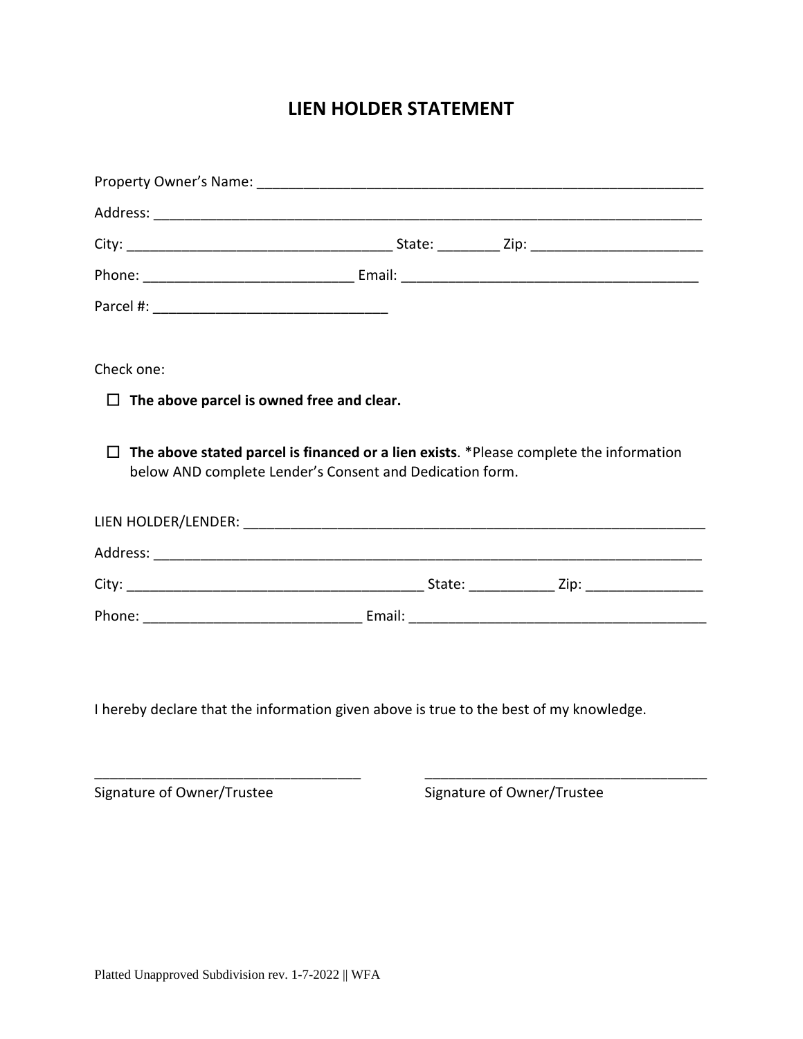# LIEN HOLDER STATEMENT

Property Owner's Name: ____________________________________________________________

Address: _________________________________________________________________________

City: _________________________________ State: ________ Zip: ______________________

Phone: ___________________________ Email: _______________________________________

Parcel #: ______________________________

Check one:

☐ **The above parcel is owned free and clear.**

☐ **The above stated parcel is financed or a lien exists**. *Please complete the information below AND complete Lender's Consent and Dedication form.

LIEN HOLDER/LENDER: ______________________________________________________________

Address: _________________________________________________________________________

City: _____________________________________ State: ___________ Zip: _______________

Phone: ____________________________ Email: ______________________________________

I hereby declare that the information given above is true to the best of my knowledge.

__________________________________

Signature of Owner/Trustee

____________________________________

Signature of Owner/Trustee

Platted Unapproved Subdivision rev. 1-7-2022 || WFA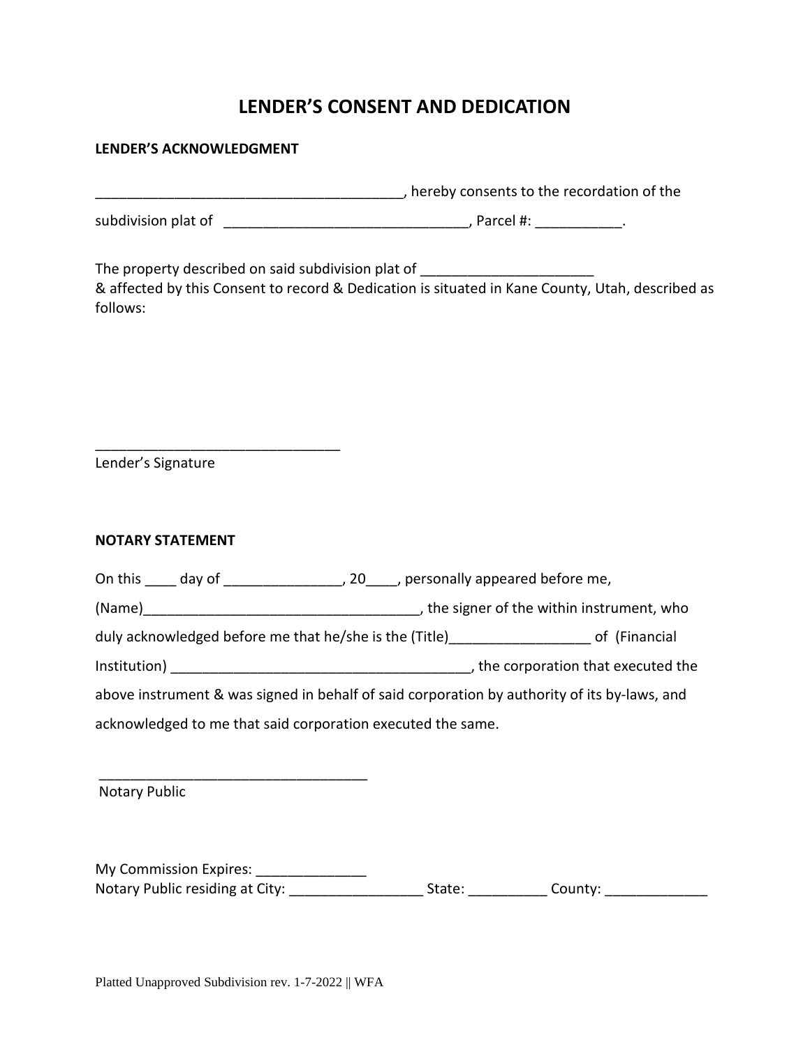# LENDER'S CONSENT AND DEDICATION

**LENDER'S ACKNOWLEDGMENT**

_______________________________________, hereby consents to the recordation of the

subdivision plat of _______________________________, Parcel #: ___________.

The property described on said subdivision plat of ______________________
& affected by this Consent to record & Dedication is situated in Kane County, Utah, described as follows:

_______________________________
Lender's Signature

**NOTARY STATEMENT**

On this ____ day of _______________, 20____, personally appeared before me,

(Name)___________________________________, the signer of the within instrument, who

duly acknowledged before me that he/she is the (Title)_________________ of (Financial

Institution) ______________________________________, the corporation that executed the

above instrument & was signed in behalf of said corporation by authority of its by-laws, and

acknowledged to me that said corporation executed the same.

__________________________________
Notary Public

My Commission Expires: ______________
Notary Public residing at City: _________________ State: __________ County: _____________

Platted Unapproved Subdivision rev. 1-7-2022 || WFA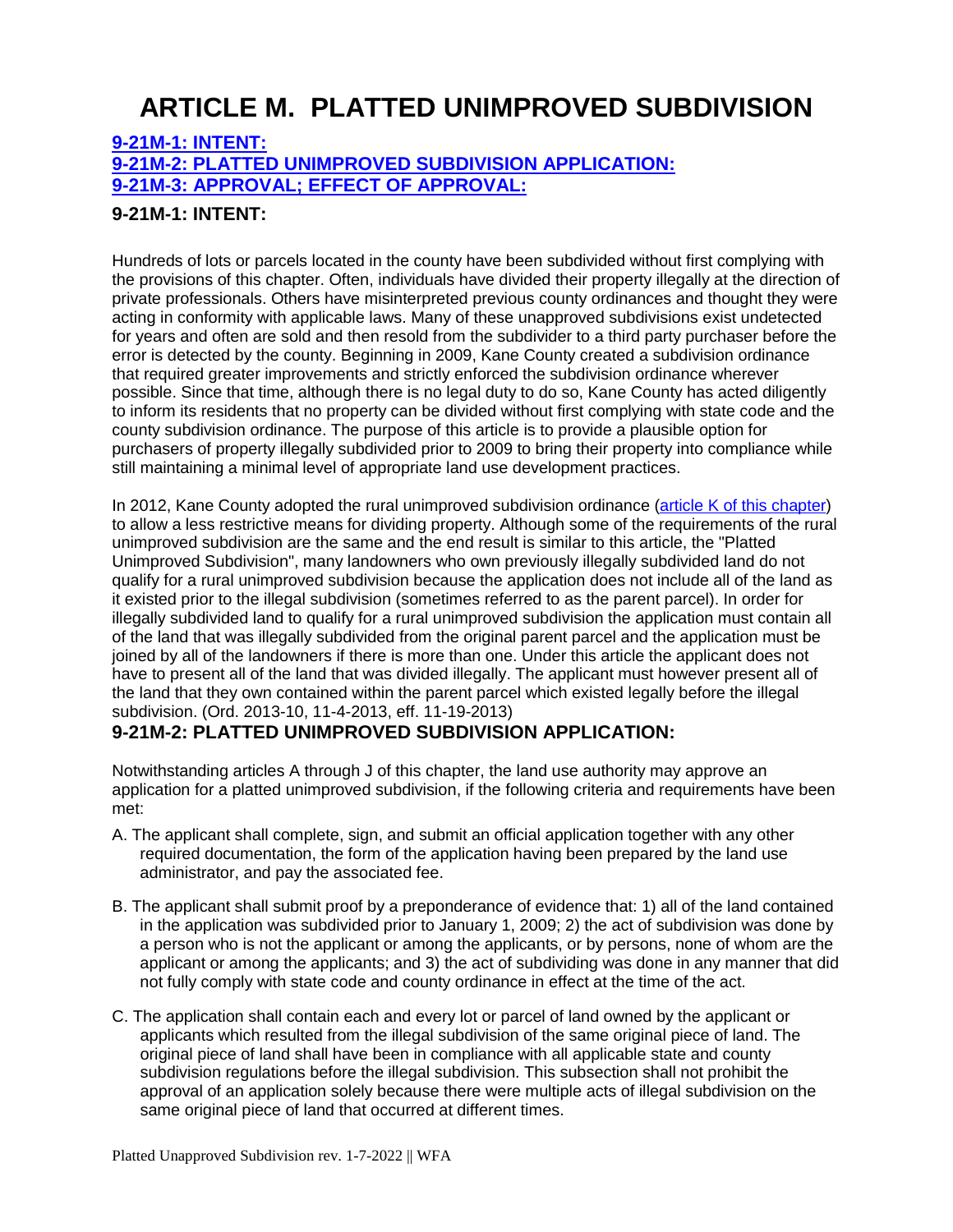# ARTICLE M. PLATTED UNIMPROVED SUBDIVISION

**9-21M-1: INTENT:**
**9-21M-2: PLATTED UNIMPROVED SUBDIVISION APPLICATION:**
**9-21M-3: APPROVAL; EFFECT OF APPROVAL:**

### 9-21M-1: INTENT:

Hundreds of lots or parcels located in the county have been subdivided without first complying with the provisions of this chapter. Often, individuals have divided their property illegally at the direction of private professionals. Others have misinterpreted previous county ordinances and thought they were acting in conformity with applicable laws. Many of these unapproved subdivisions exist undetected for years and often are sold and then resold from the subdivider to a third party purchaser before the error is detected by the county. Beginning in 2009, Kane County created a subdivision ordinance that required greater improvements and strictly enforced the subdivision ordinance wherever possible. Since that time, although there is no legal duty to do so, Kane County has acted diligently to inform its residents that no property can be divided without first complying with state code and the county subdivision ordinance. The purpose of this article is to provide a plausible option for purchasers of property illegally subdivided prior to 2009 to bring their property into compliance while still maintaining a minimal level of appropriate land use development practices.

In 2012, Kane County adopted the rural unimproved subdivision ordinance (article K of this chapter) to allow a less restrictive means for dividing property. Although some of the requirements of the rural unimproved subdivision are the same and the end result is similar to this article, the "Platted Unimproved Subdivision", many landowners who own previously illegally subdivided land do not qualify for a rural unimproved subdivision because the application does not include all of the land as it existed prior to the illegal subdivision (sometimes referred to as the parent parcel). In order for illegally subdivided land to qualify for a rural unimproved subdivision the application must contain all of the land that was illegally subdivided from the original parent parcel and the application must be joined by all of the landowners if there is more than one. Under this article the applicant does not have to present all of the land that was divided illegally. The applicant must however present all of the land that they own contained within the parent parcel which existed legally before the illegal subdivision. (Ord. 2013-10, 11-4-2013, eff. 11-19-2013)

### 9-21M-2: PLATTED UNIMPROVED SUBDIVISION APPLICATION:

Notwithstanding articles A through J of this chapter, the land use authority may approve an application for a platted unimproved subdivision, if the following criteria and requirements have been met:

A. The applicant shall complete, sign, and submit an official application together with any other required documentation, the form of the application having been prepared by the land use administrator, and pay the associated fee.

B. The applicant shall submit proof by a preponderance of evidence that: 1) all of the land contained in the application was subdivided prior to January 1, 2009; 2) the act of subdivision was done by a person who is not the applicant or among the applicants, or by persons, none of whom are the applicant or among the applicants; and 3) the act of subdividing was done in any manner that did not fully comply with state code and county ordinance in effect at the time of the act.

C. The application shall contain each and every lot or parcel of land owned by the applicant or applicants which resulted from the illegal subdivision of the same original piece of land. The original piece of land shall have been in compliance with all applicable state and county subdivision regulations before the illegal subdivision. This subsection shall not prohibit the approval of an application solely because there were multiple acts of illegal subdivision on the same original piece of land that occurred at different times.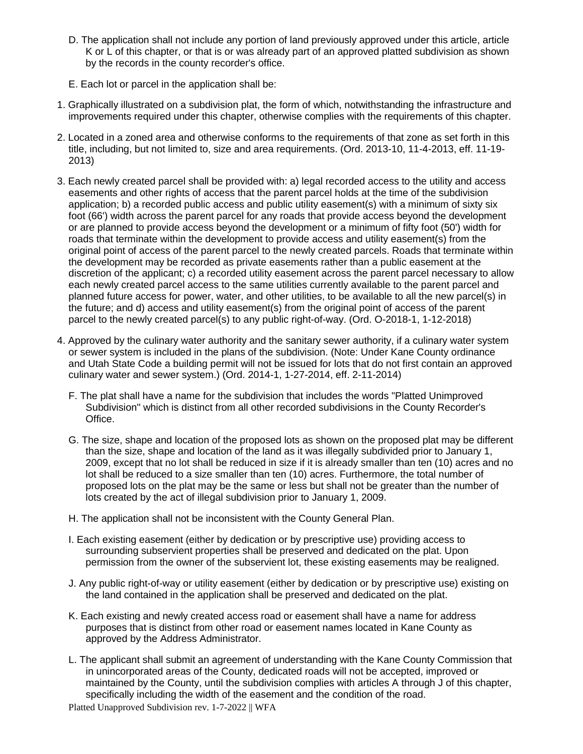D. The application shall not include any portion of land previously approved under this article, article K or L of this chapter, or that is or was already part of an approved platted subdivision as shown by the records in the county recorder's office.

E. Each lot or parcel in the application shall be:

1. Graphically illustrated on a subdivision plat, the form of which, notwithstanding the infrastructure and improvements required under this chapter, otherwise complies with the requirements of this chapter.
2. Located in a zoned area and otherwise conforms to the requirements of that zone as set forth in this title, including, but not limited to, size and area requirements. (Ord. 2013-10, 11-4-2013, eff. 11-19-2013)
3. Each newly created parcel shall be provided with: a) legal recorded access to the utility and access easements and other rights of access that the parent parcel holds at the time of the subdivision application; b) a recorded public access and public utility easement(s) with a minimum of sixty six foot (66') width across the parent parcel for any roads that provide access beyond the development or are planned to provide access beyond the development or a minimum of fifty foot (50') width for roads that terminate within the development to provide access and utility easement(s) from the original point of access of the parent parcel to the newly created parcels. Roads that terminate within the development may be recorded as private easements rather than a public easement at the discretion of the applicant; c) a recorded utility easement across the parent parcel necessary to allow each newly created parcel access to the same utilities currently available to the parent parcel and planned future access for power, water, and other utilities, to be available to all the new parcel(s) in the future; and d) access and utility easement(s) from the original point of access of the parent parcel to the newly created parcel(s) to any public right-of-way. (Ord. O-2018-1, 1-12-2018)
4. Approved by the culinary water authority and the sanitary sewer authority, if a culinary water system or sewer system is included in the plans of the subdivision. (Note: Under Kane County ordinance and Utah State Code a building permit will not be issued for lots that do not first contain an approved culinary water and sewer system.) (Ord. 2014-1, 1-27-2014, eff. 2-11-2014)

F. The plat shall have a name for the subdivision that includes the words "Platted Unimproved Subdivision" which is distinct from all other recorded subdivisions in the County Recorder's Office.

G. The size, shape and location of the proposed lots as shown on the proposed plat may be different than the size, shape and location of the land as it was illegally subdivided prior to January 1, 2009, except that no lot shall be reduced in size if it is already smaller than ten (10) acres and no lot shall be reduced to a size smaller than ten (10) acres. Furthermore, the total number of proposed lots on the plat may be the same or less but shall not be greater than the number of lots created by the act of illegal subdivision prior to January 1, 2009.

H. The application shall not be inconsistent with the County General Plan.

I. Each existing easement (either by dedication or by prescriptive use) providing access to surrounding subservient properties shall be preserved and dedicated on the plat. Upon permission from the owner of the subservient lot, these existing easements may be realigned.

J. Any public right-of-way or utility easement (either by dedication or by prescriptive use) existing on the land contained in the application shall be preserved and dedicated on the plat.

K. Each existing and newly created access road or easement shall have a name for address purposes that is distinct from other road or easement names located in Kane County as approved by the Address Administrator.

L. The applicant shall submit an agreement of understanding with the Kane County Commission that in unincorporated areas of the County, dedicated roads will not be accepted, improved or maintained by the County, until the subdivision complies with articles A through J of this chapter, specifically including the width of the easement and the condition of the road.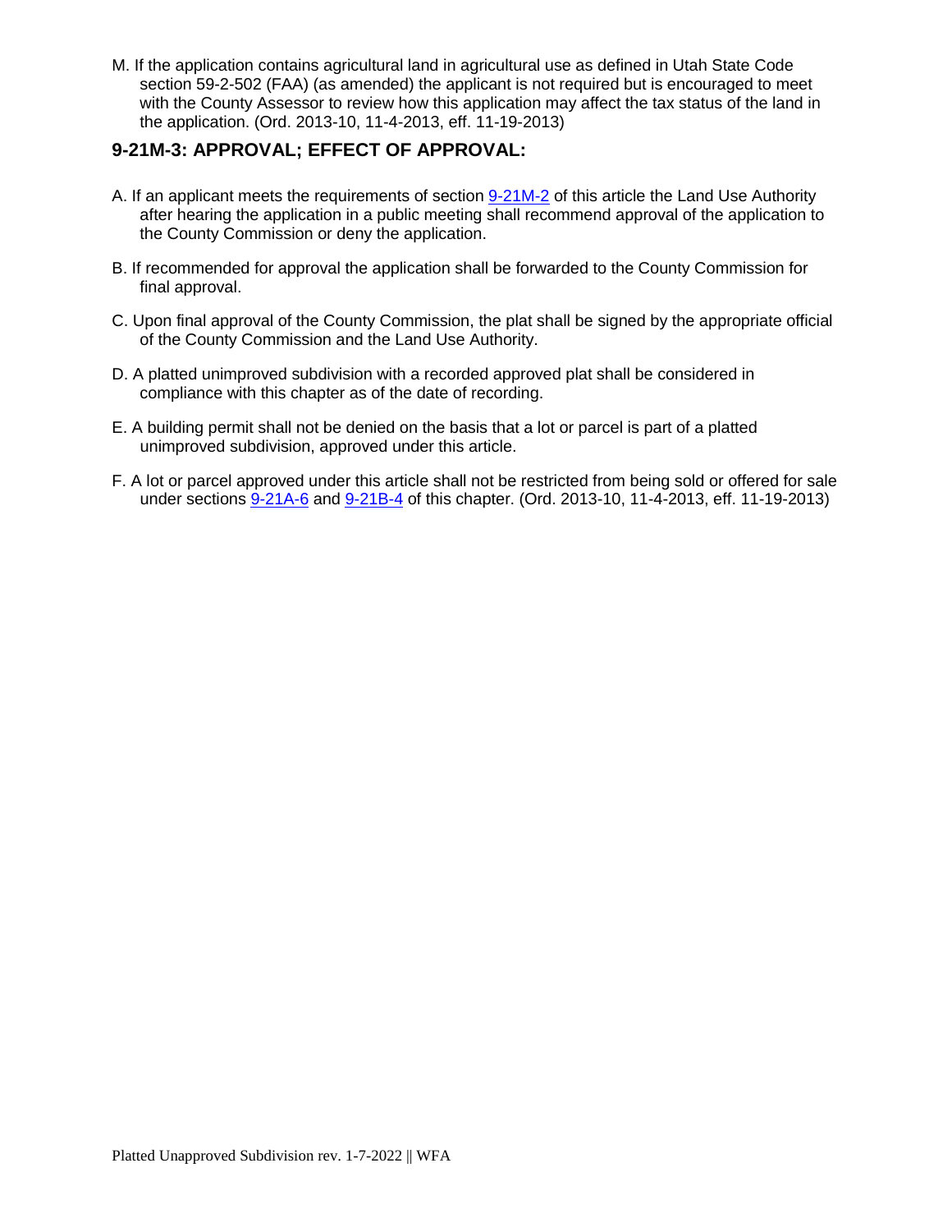M. If the application contains agricultural land in agricultural use as defined in Utah State Code section 59-2-502 (FAA) (as amended) the applicant is not required but is encouraged to meet with the County Assessor to review how this application may affect the tax status of the land in the application. (Ord. 2013-10, 11-4-2013, eff. 11-19-2013)

## 9-21M-3: APPROVAL; EFFECT OF APPROVAL:

A. If an applicant meets the requirements of section 9-21M-2 of this article the Land Use Authority after hearing the application in a public meeting shall recommend approval of the application to the County Commission or deny the application.

B. If recommended for approval the application shall be forwarded to the County Commission for final approval.

C. Upon final approval of the County Commission, the plat shall be signed by the appropriate official of the County Commission and the Land Use Authority.

D. A platted unimproved subdivision with a recorded approved plat shall be considered in compliance with this chapter as of the date of recording.

E. A building permit shall not be denied on the basis that a lot or parcel is part of a platted unimproved subdivision, approved under this article.

F. A lot or parcel approved under this article shall not be restricted from being sold or offered for sale under sections 9-21A-6 and 9-21B-4 of this chapter. (Ord. 2013-10, 11-4-2013, eff. 11-19-2013)